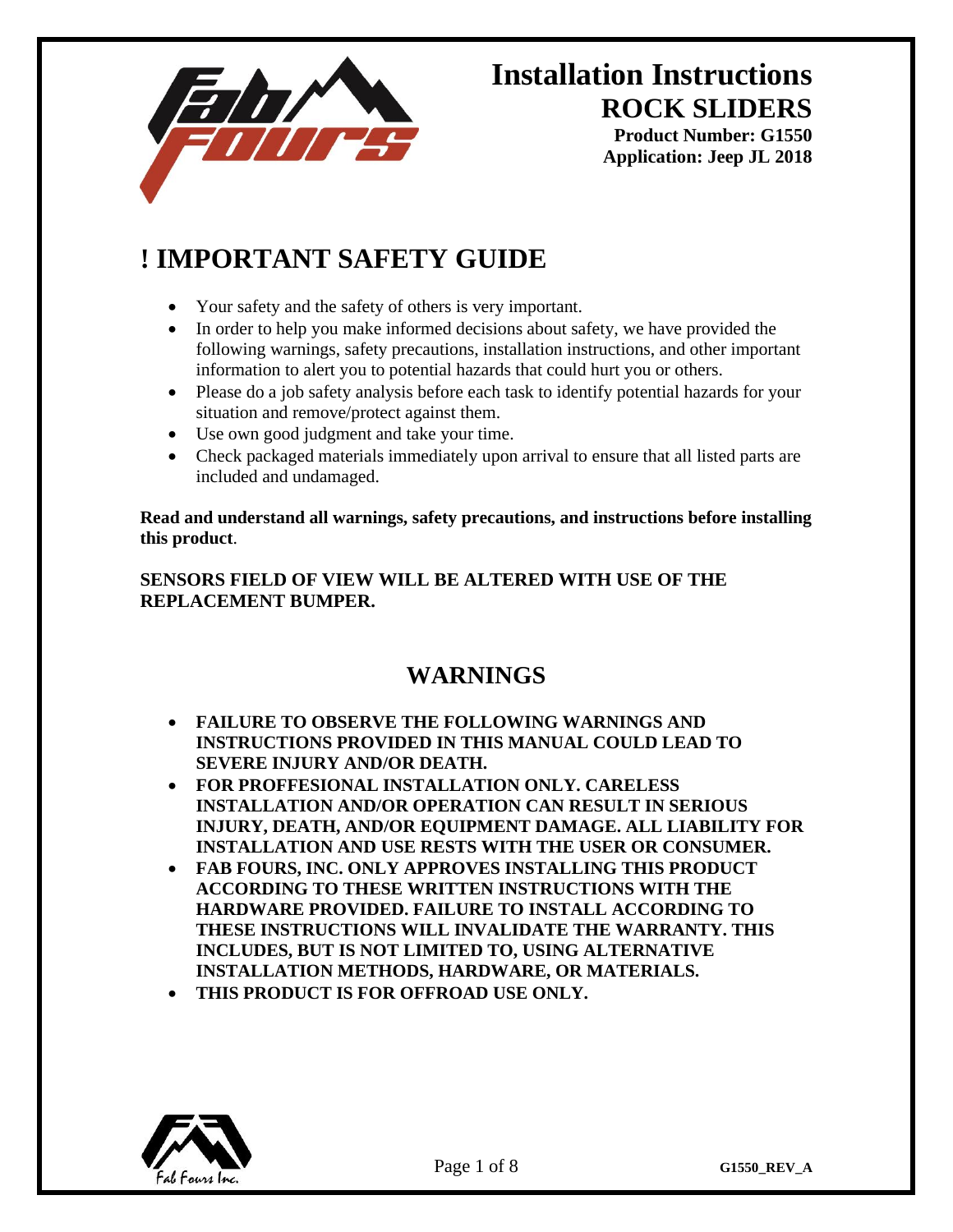# Installation Instructions

## ROCK SLIDERS

**Product Number: G1550**
**Application: Jeep JL 2018**

## ! IMPORTANT SAFETY GUIDE

- Your safety and the safety of others is very important.
- In order to help you make informed decisions about safety, we have provided the following warnings, safety precautions, installation instructions, and other important information to alert you to potential hazards that could hurt you or others.
- Please do a job safety analysis before each task to identify potential hazards for your situation and remove/protect against them.
- Use own good judgment and take your time.
- Check packaged materials immediately upon arrival to ensure that all listed parts are included and undamaged.

**Read and understand all warnings, safety precautions, and instructions before installing this product**.

**SENSORS FIELD OF VIEW WILL BE ALTERED WITH USE OF THE REPLACEMENT BUMPER.**

## WARNINGS

- **FAILURE TO OBSERVE THE FOLLOWING WARNINGS AND INSTRUCTIONS PROVIDED IN THIS MANUAL COULD LEAD TO SEVERE INJURY AND/OR DEATH.**
- **FOR PROFFESIONAL INSTALLATION ONLY. CARELESS INSTALLATION AND/OR OPERATION CAN RESULT IN SERIOUS INJURY, DEATH, AND/OR EQUIPMENT DAMAGE. ALL LIABILITY FOR INSTALLATION AND USE RESTS WITH THE USER OR CONSUMER.**
- **FAB FOURS, INC. ONLY APPROVES INSTALLING THIS PRODUCT ACCORDING TO THESE WRITTEN INSTRUCTIONS WITH THE HARDWARE PROVIDED. FAILURE TO INSTALL ACCORDING TO THESE INSTRUCTIONS WILL INVALIDATE THE WARRANTY. THIS INCLUDES, BUT IS NOT LIMITED TO, USING ALTERNATIVE INSTALLATION METHODS, HARDWARE, OR MATERIALS.**
- **THIS PRODUCT IS FOR OFFROAD USE ONLY.**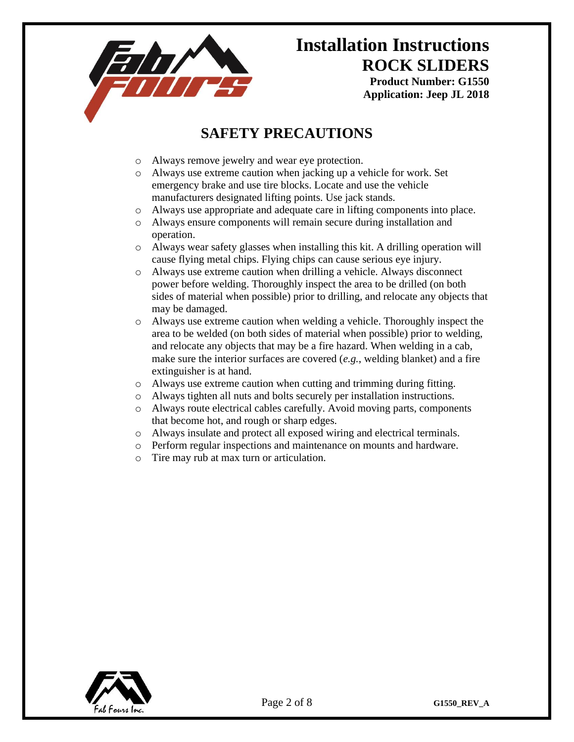# Installation Instructions

## ROCK SLIDERS

**Product Number: G1550**
**Application: Jeep JL 2018**

## SAFETY PRECAUTIONS

- Always remove jewelry and wear eye protection.
- Always use extreme caution when jacking up a vehicle for work. Set emergency brake and use tire blocks. Locate and use the vehicle manufacturers designated lifting points. Use jack stands.
- Always use appropriate and adequate care in lifting components into place.
- Always ensure components will remain secure during installation and operation.
- Always wear safety glasses when installing this kit. A drilling operation will cause flying metal chips. Flying chips can cause serious eye injury.
- Always use extreme caution when drilling a vehicle. Always disconnect power before welding. Thoroughly inspect the area to be drilled (on both sides of material when possible) prior to drilling, and relocate any objects that may be damaged.
- Always use extreme caution when welding a vehicle. Thoroughly inspect the area to be welded (on both sides of material when possible) prior to welding, and relocate any objects that may be a fire hazard. When welding in a cab, make sure the interior surfaces are covered (*e.g.*, welding blanket) and a fire extinguisher is at hand.
- Always use extreme caution when cutting and trimming during fitting.
- Always tighten all nuts and bolts securely per installation instructions.
- Always route electrical cables carefully. Avoid moving parts, components that become hot, and rough or sharp edges.
- Always insulate and protect all exposed wiring and electrical terminals.
- Perform regular inspections and maintenance on mounts and hardware.
- Tire may rub at max turn or articulation.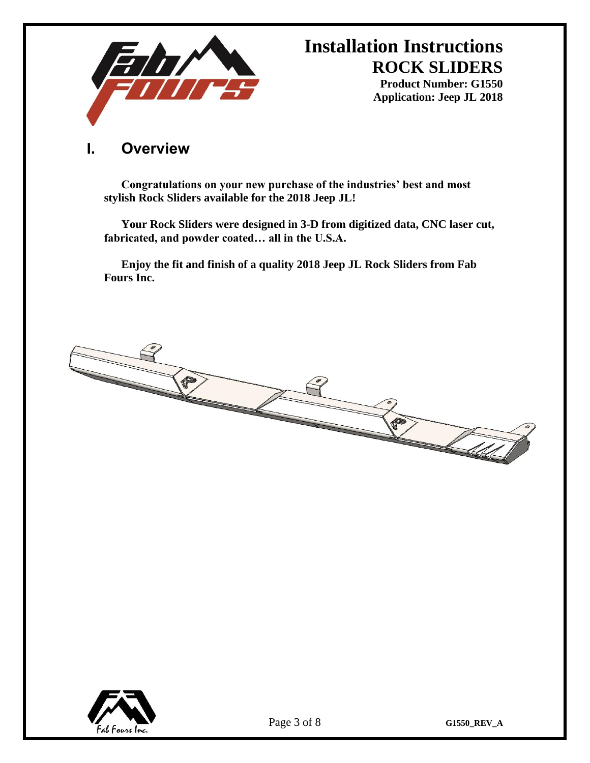# Installation Instructions

## ROCK SLIDERS

**Product Number: G1550**
**Application: Jeep JL 2018**

## I. Overview

**Congratulations on your new purchase of the industries' best and most stylish Rock Sliders available for the 2018 Jeep JL!**

**Your Rock Sliders were designed in 3-D from digitized data, CNC laser cut, fabricated, and powder coated… all in the U.S.A.**

**Enjoy the fit and finish of a quality 2018 Jeep JL Rock Sliders from Fab Fours Inc.**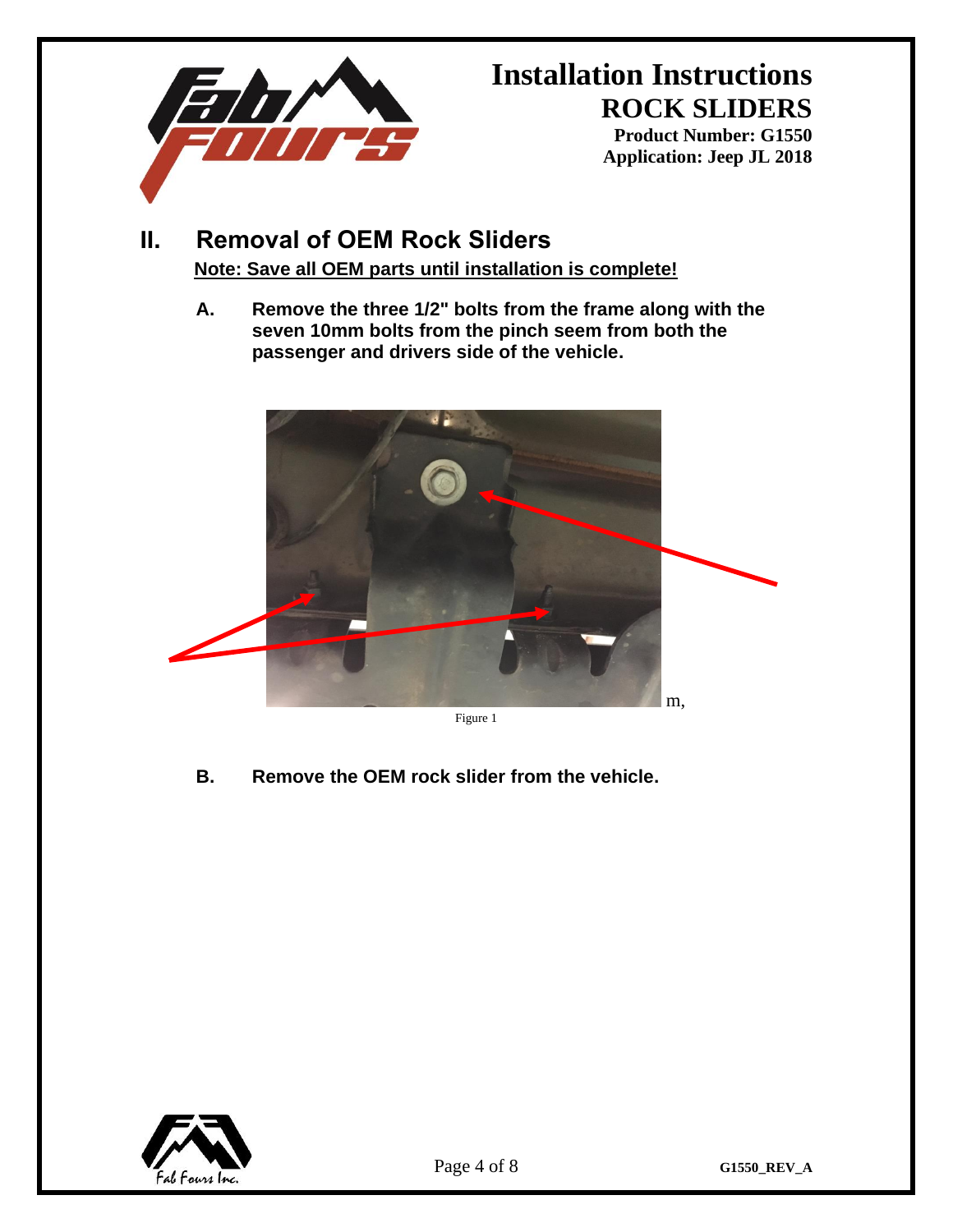## II. Removal of OEM Rock Sliders

**Note: Save all OEM parts until installation is complete!**

**A.** **Remove the three 1/2" bolts from the frame along with the seven 10mm bolts from the pinch seem from both the passenger and drivers side of the vehicle.**

m,

Figure 1

**B.** **Remove the OEM rock slider from the vehicle.**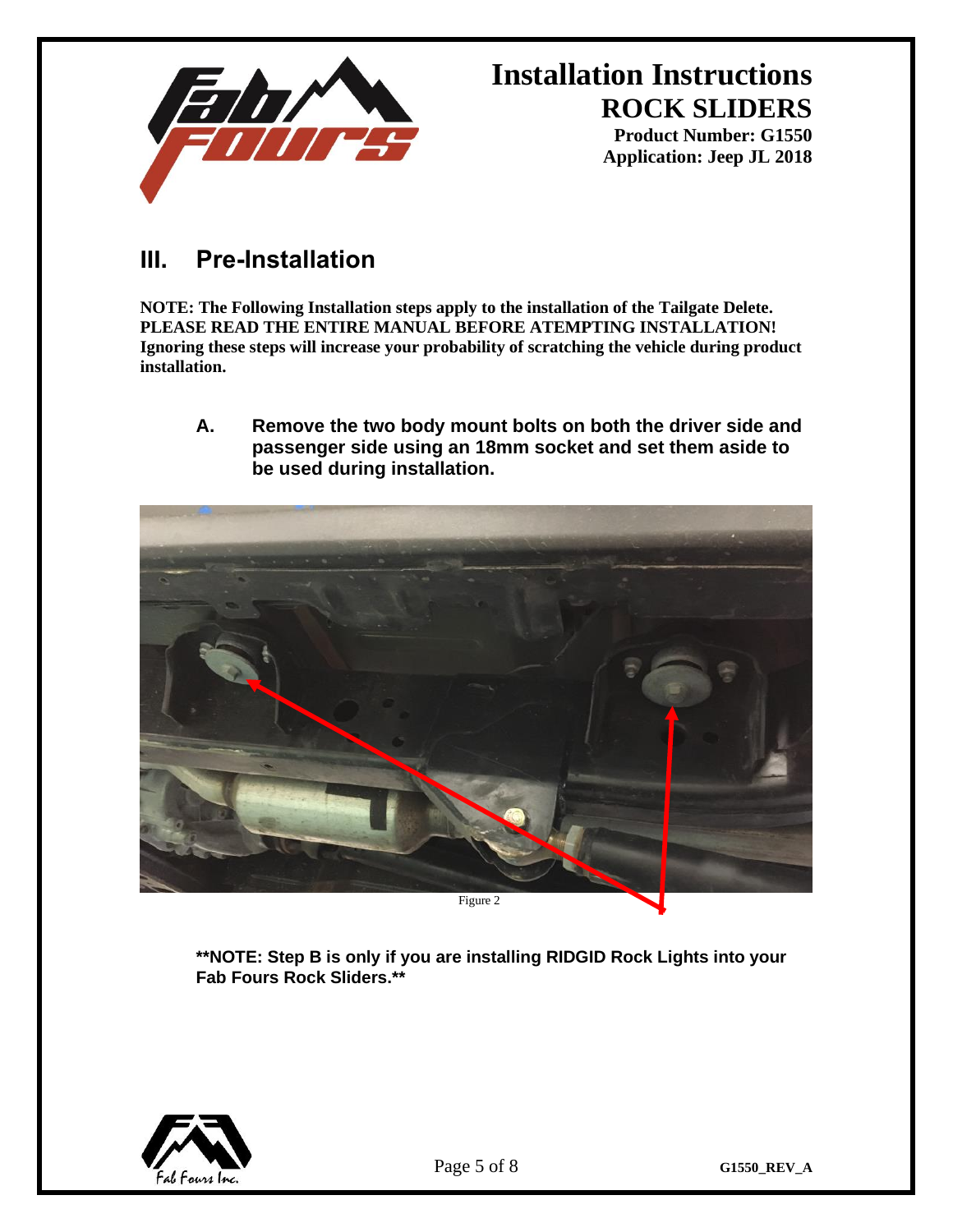# Installation Instructions
## ROCK SLIDERS
**Product Number: G1550**
**Application: Jeep JL 2018**

## III. Pre-Installation

**NOTE: The Following Installation steps apply to the installation of the Tailgate Delete. PLEASE READ THE ENTIRE MANUAL BEFORE ATEMPTING INSTALLATION! Ignoring these steps will increase your probability of scratching the vehicle during product installation.**

**A. Remove the two body mount bolts on both the driver side and passenger side using an 18mm socket and set them aside to be used during installation.**

Figure 2

****NOTE: Step B is only if you are installing RIDGID Rock Lights into your Fab Fours Rock Sliders.****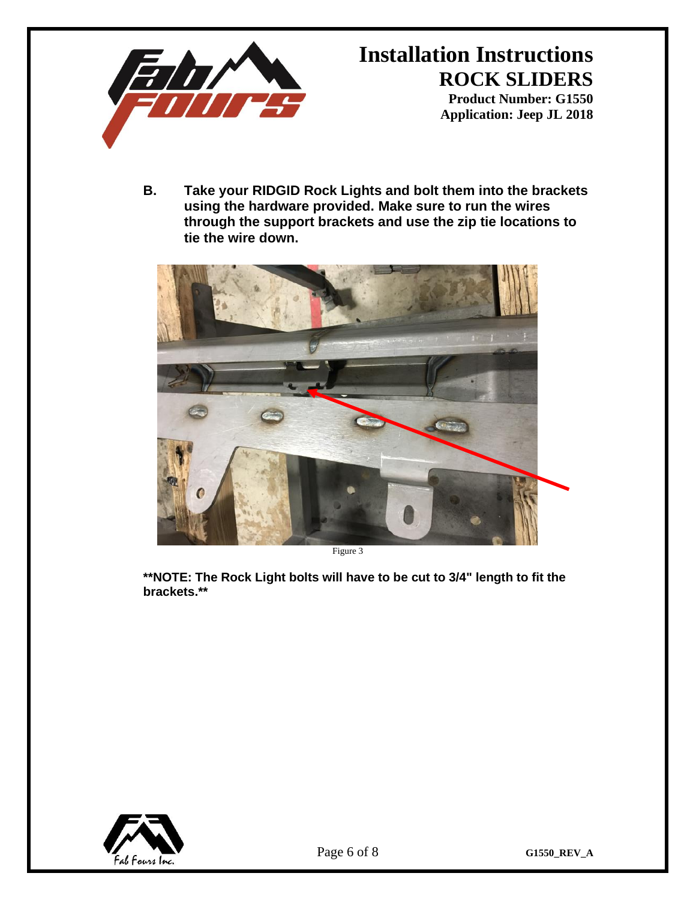**B. Take your RIDGID Rock Lights and bolt them into the brackets using the hardware provided. Make sure to run the wires through the support brackets and use the zip tie locations to tie the wire down.**

Figure 3

**\*\*NOTE: The Rock Light bolts will have to be cut to 3/4" length to fit the brackets.\*\***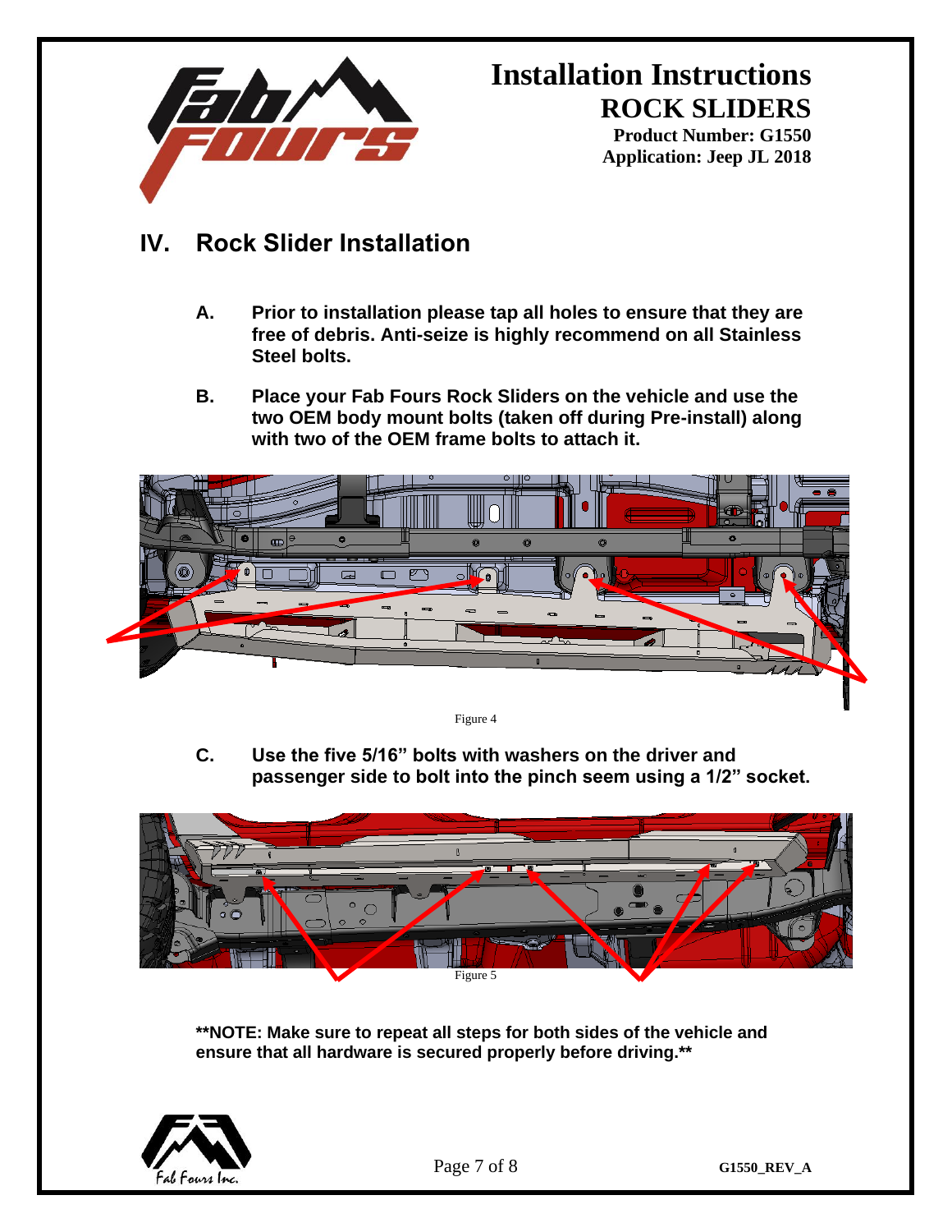## IV. Rock Slider Installation

**A. Prior to installation please tap all holes to ensure that they are free of debris. Anti-seize is highly recommend on all Stainless Steel bolts.**

**B. Place your Fab Fours Rock Sliders on the vehicle and use the two OEM body mount bolts (taken off during Pre-install) along with two of the OEM frame bolts to attach it.**

Figure 4

**C. Use the five 5/16” bolts with washers on the driver and passenger side to bolt into the pinch seem using a 1/2” socket.**

Figure 5

**\*\*NOTE: Make sure to repeat all steps for both sides of the vehicle and ensure that all hardware is secured properly before driving.\*\***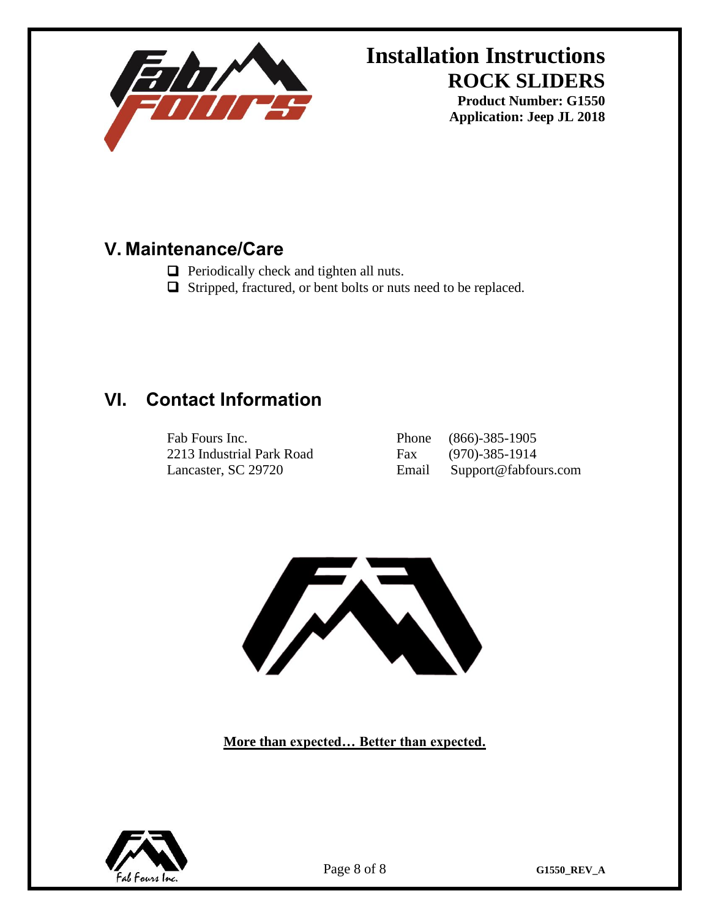## V. Maintenance/Care

- ❑ Periodically check and tighten all nuts.
- ❑ Stripped, fractured, or bent bolts or nuts need to be replaced.

## VI. Contact Information

Fab Fours Inc.
2213 Industrial Park Road
Lancaster, SC 29720

Phone (866)-385-1905
Fax (970)-385-1914
Email Support@fabfours.com

**More than expected… Better than expected.**